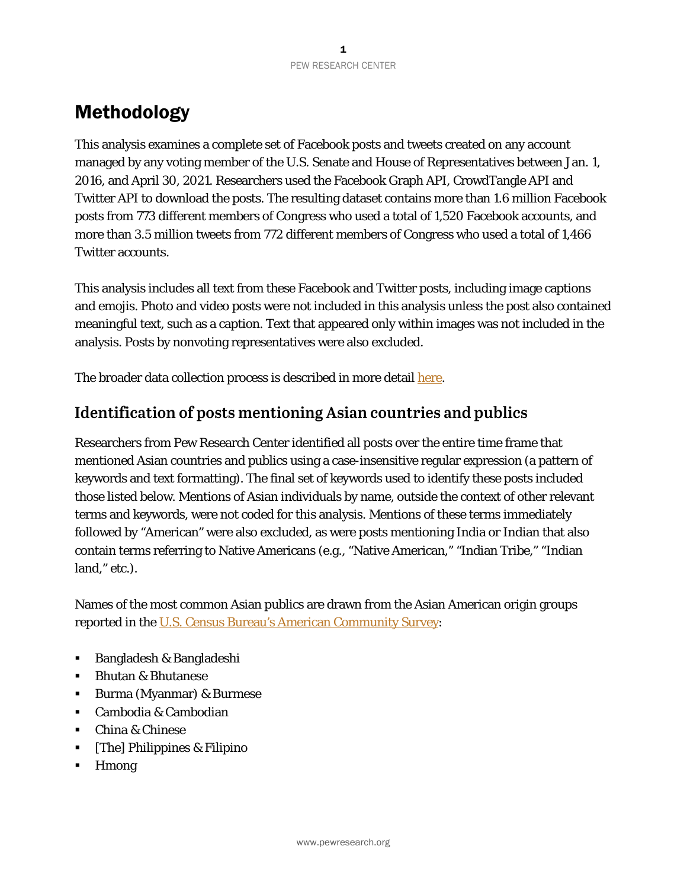# Methodology

This analysis examines a complete set of Facebook posts and tweets created on any account managed by any voting member of the U.S. Senate and House of Representatives between Jan. 1, 2016, and April 30, 2021. Researchers used the Facebook Graph API, CrowdTangle API and Twitter API to download the posts. The resulting dataset contains more than 1.6 million Facebook posts from 773 different members of Congress who used a total of 1,520 Facebook accounts, and more than 3.5 million tweets from 772 different members of Congress who used a total of 1,466 Twitter accounts.

This analysis includes all text from these Facebook and Twitter posts, including image captions and emojis. Photo and video posts were not included in this analysis unless the post also contained meaningful text, such as a caption. Text that appeared only within images was not included in the analysis. Posts by nonvoting representatives were also excluded.

The broader data collection process is described in more detail here.

## Identification of posts mentioning Asian countries and publics

Researchers from Pew Research Center identified all posts over the entire time frame that mentioned Asian countries and publics using a case-insensitive regular expression (a pattern of keywords and text formatting). The final set of keywords used to identify these posts included those listed below. Mentions of Asian individuals by name, outside the context of other relevant terms and keywords, were not coded for this analysis. Mentions of these terms immediately followed by "American" were also excluded, as were posts mentioning India or Indian that also contain terms referring to Native Americans (e.g., "Native American," "Indian Tribe," "Indian land," etc.).

Names of the most common Asian publics are drawn from the Asian American origin groups reported in the U.S. Census Bureau's American Community Survey:

- Bangladesh & Bangladeshi
- Bhutan & Bhutanese
- Burma (Myanmar) & Burmese
- Cambodia & Cambodian
- China & Chinese
- [The] Philippines & Filipino
- Hmong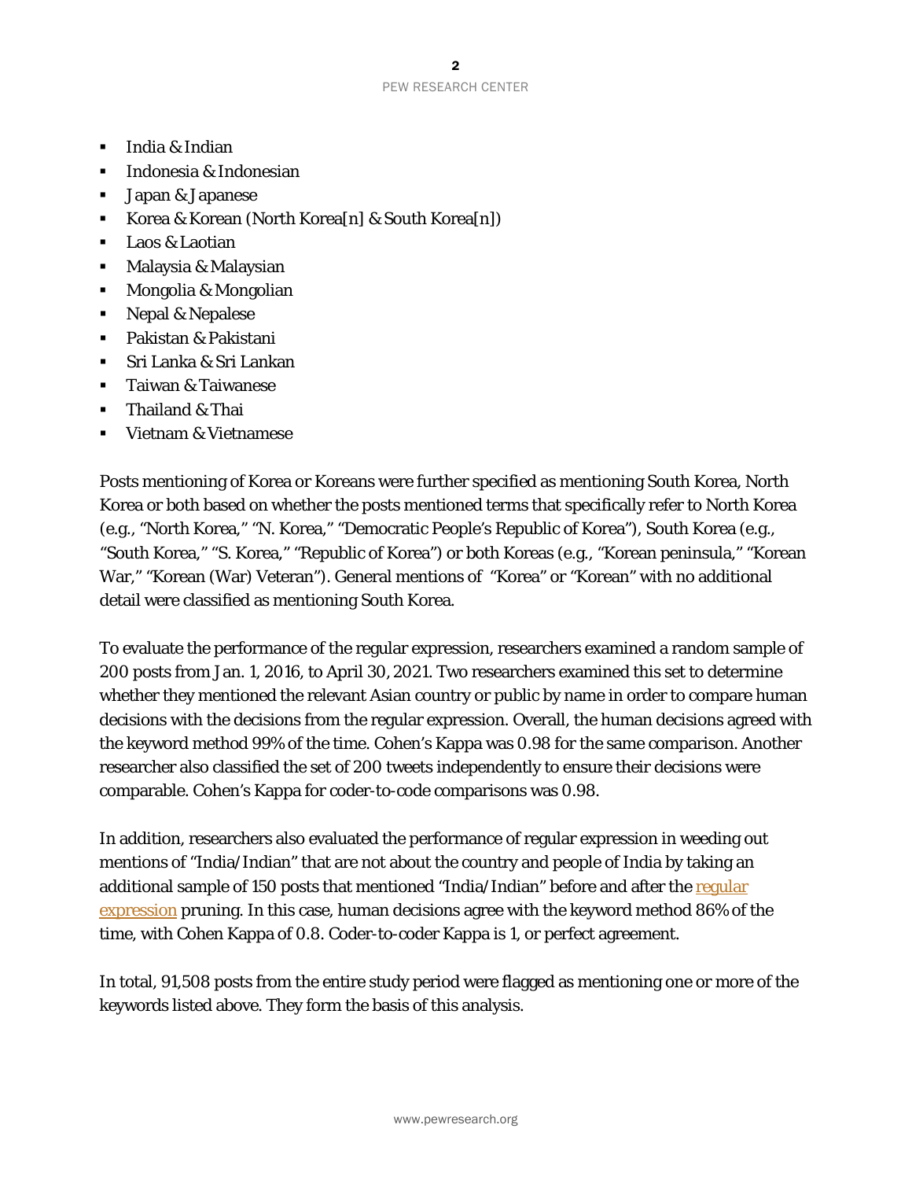- India & Indian
- Indonesia & Indonesian
- Japan & Japanese
- Korea & Korean (North Korea[n] & South Korea[n])
- Laos & Laotian
- Malaysia & Malaysian
- Mongolia & Mongolian
- Nepal & Nepalese
- Pakistan & Pakistani
- Sri Lanka & Sri Lankan
- Taiwan & Taiwanese
- Thailand & Thai
- Vietnam & Vietnamese

Posts mentioning of Korea or Koreans were further specified as mentioning South Korea, North Korea or both based on whether the posts mentioned terms that specifically refer to North Korea (e.g., "North Korea," "N. Korea," "Democratic People's Republic of Korea"), South Korea (e.g., "South Korea," "S. Korea," "Republic of Korea") or both Koreas (e.g., "Korean peninsula," "Korean War," "Korean (War) Veteran"). General mentions of "Korea" or "Korean" with no additional detail were classified as mentioning South Korea.

To evaluate the performance of the regular expression, researchers examined a random sample of 200 posts from Jan. 1, 2016, to April 30, 2021. Two researchers examined this set to determine whether they mentioned the relevant Asian country or public by name in order to compare human decisions with the decisions from the regular expression. Overall, the human decisions agreed with the keyword method 99% of the time. Cohen's Kappa was 0.98 for the same comparison. Another researcher also classified the set of 200 tweets independently to ensure their decisions were comparable. Cohen's Kappa for coder-to-code comparisons was 0.98.

In addition, researchers also evaluated the performance of regular expression in weeding out mentions of "India/Indian" that are not about the country and people of India by taking an additional sample of 150 posts that mentioned "India/Indian" before and after the regular expression pruning. In this case, human decisions agree with the keyword method 86% of the time, with Cohen Kappa of 0.8. Coder-to-coder Kappa is 1, or perfect agreement.

In total, 91,508 posts from the entire study period were flagged as mentioning one or more of the keywords listed above. They form the basis of this analysis.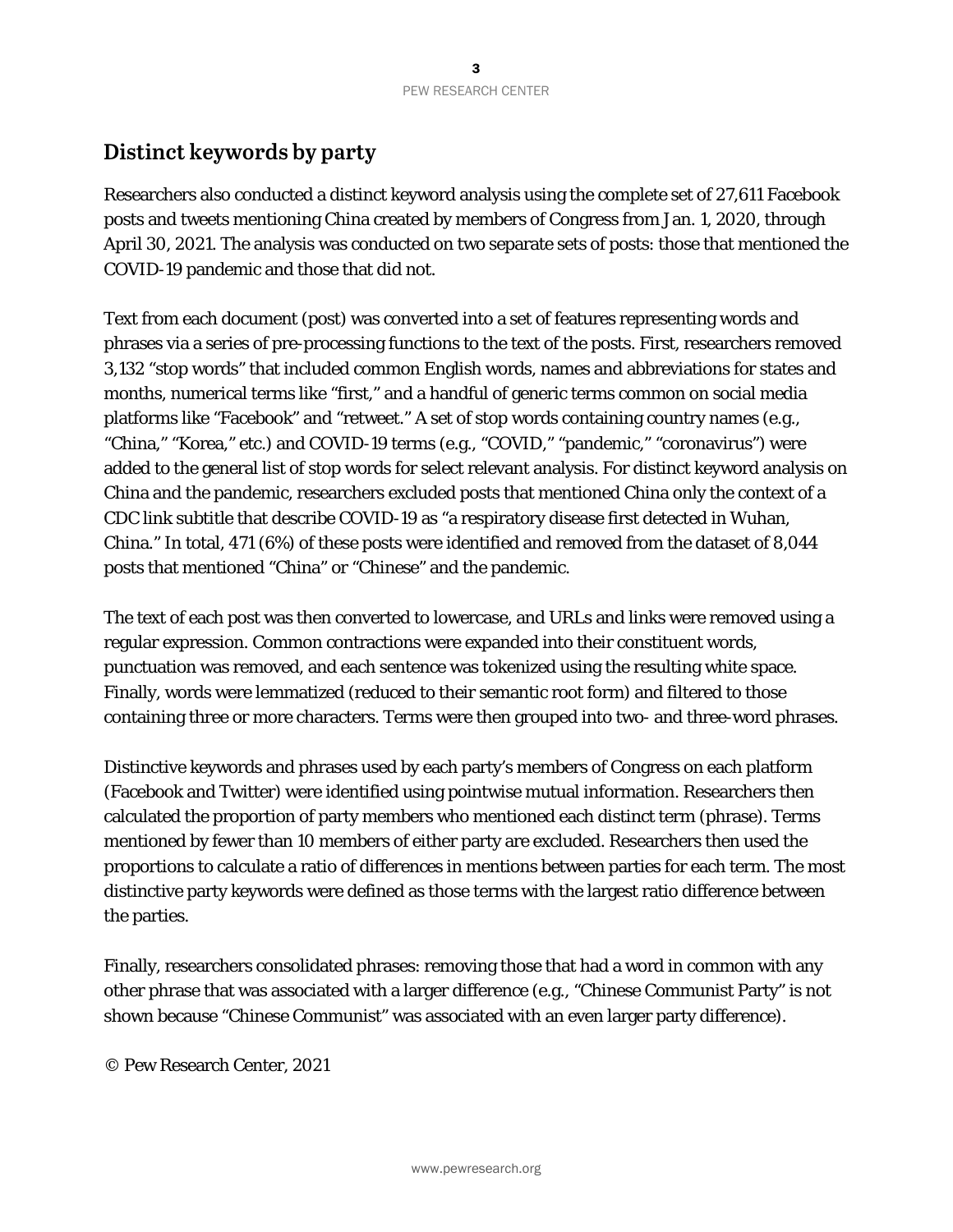## Distinct keywords by party

Researchers also conducted a distinct keyword analysis using the complete set of 27,611 Facebook posts and tweets mentioning China created by members of Congress from Jan. 1, 2020, through April 30, 2021. The analysis was conducted on two separate sets of posts: those that mentioned the COVID-19 pandemic and those that did not.

Text from each document (post) was converted into a set of features representing words and phrases via a series of pre-processing functions to the text of the posts. First, researchers removed 3,132 "stop words" that included common English words, names and abbreviations for states and months, numerical terms like "first," and a handful of generic terms common on social media platforms like "Facebook" and "retweet." A set of stop words containing country names (e.g., "China," "Korea," etc.) and COVID-19 terms (e.g., "COVID," "pandemic," "coronavirus") were added to the general list of stop words for select relevant analysis. For distinct keyword analysis on China and the pandemic, researchers excluded posts that mentioned China only the context of a CDC link subtitle that describe COVID-19 as "a respiratory disease first detected in Wuhan, China." In total, 471 (6%) of these posts were identified and removed from the dataset of 8,044 posts that mentioned "China" or "Chinese" and the pandemic.

The text of each post was then converted to lowercase, and URLs and links were removed using a regular expression. Common contractions were expanded into their constituent words, punctuation was removed, and each sentence was tokenized using the resulting white space. Finally, words were lemmatized (reduced to their semantic root form) and filtered to those containing three or more characters. Terms were then grouped into two- and three-word phrases.

Distinctive keywords and phrases used by each party's members of Congress on each platform (Facebook and Twitter) were identified using pointwise mutual information. Researchers then calculated the proportion of party members who mentioned each distinct term (phrase). Terms mentioned by fewer than 10 members of either party are excluded. Researchers then used the proportions to calculate a ratio of differences in mentions between parties for each term. The most distinctive party keywords were defined as those terms with the largest ratio difference between the parties.

Finally, researchers consolidated phrases: removing those that had a word in common with any other phrase that was associated with a larger difference (e.g., "Chinese Communist Party" is not shown because "Chinese Communist" was associated with an even larger party difference).

© Pew Research Center, 2021